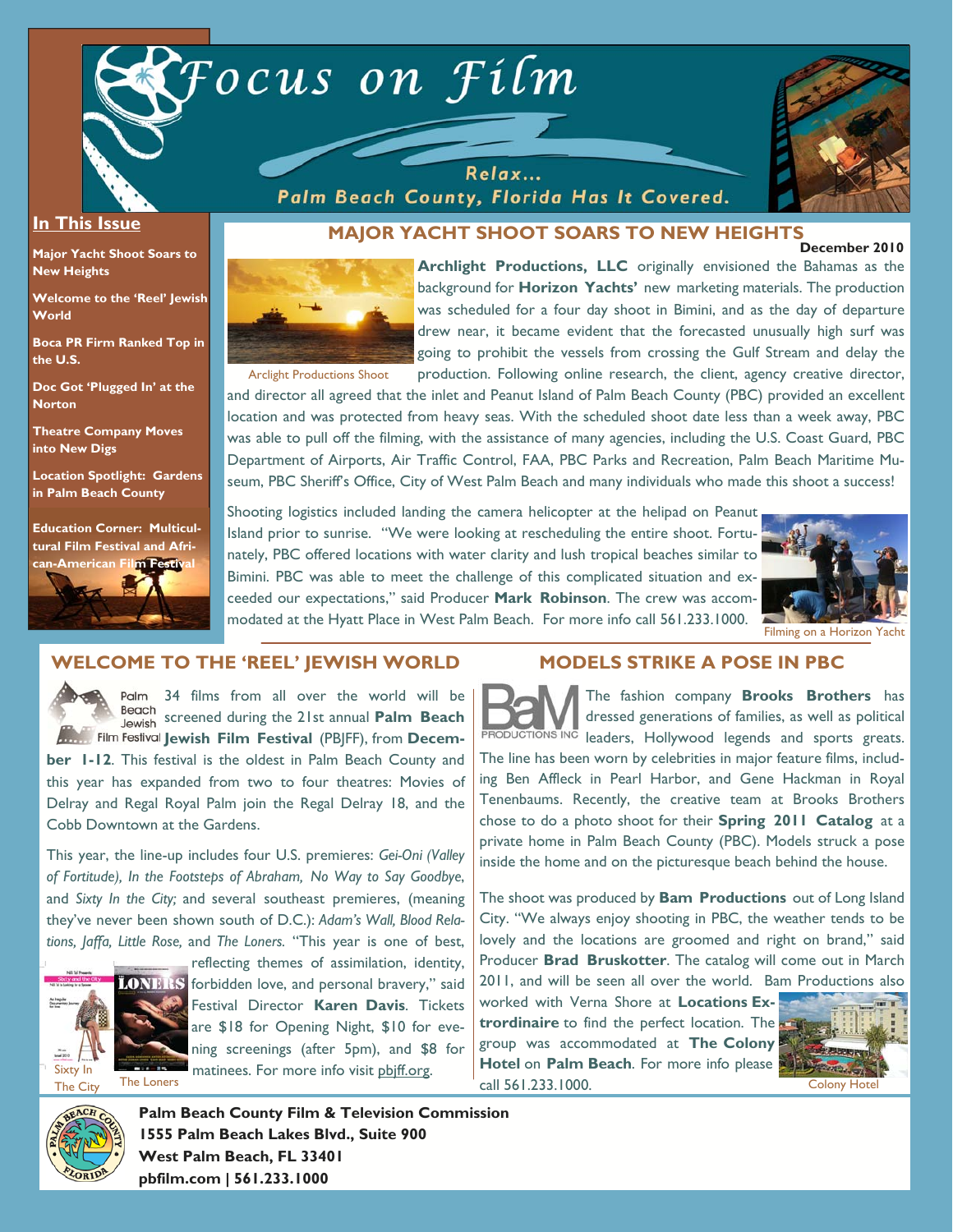# Focus on Film

Relax...
Palm Beach County, Florida Has It Covered.

December 2010

## In This Issue

**Major Yacht Shoot Soars to New Heights**

**Welcome to the 'Reel' Jewish World**

**Boca PR Firm Ranked Top in the U.S.**

**Doc Got 'Plugged In' at the Norton**

**Theatre Company Moves into New Digs**

**Location Spotlight: Gardens in Palm Beach County**

**Education Corner: Multicultural Film Festival and African-American Film Festival**

## MAJOR YACHT SHOOT SOARS TO NEW HEIGHTS

Arclight Productions Shoot

**Archlight Productions, LLC** originally envisioned the Bahamas as the background for **Horizon Yachts'** new marketing materials. The production was scheduled for a four day shoot in Bimini, and as the day of departure drew near, it became evident that the forecasted unusually high surf was going to prohibit the vessels from crossing the Gulf Stream and delay the production. Following online research, the client, agency creative director, and director all agreed that the inlet and Peanut Island of Palm Beach County (PBC) provided an excellent location and was protected from heavy seas. With the scheduled shoot date less than a week away, PBC was able to pull off the filming, with the assistance of many agencies, including the U.S. Coast Guard, PBC Department of Airports, Air Traffic Control, FAA, PBC Parks and Recreation, Palm Beach Maritime Museum, PBC Sheriff's Office, City of West Palm Beach and many individuals who made this shoot a success!

Shooting logistics included landing the camera helicopter at the helipad on Peanut Island prior to sunrise. "We were looking at rescheduling the entire shoot. Fortunately, PBC offered locations with water clarity and lush tropical beaches similar to Bimini. PBC was able to meet the challenge of this complicated situation and exceeded our expectations," said Producer **Mark Robinson**. The crew was accommodated at the Hyatt Place in West Palm Beach. For more info call 561.233.1000.

Filming on a Horizon Yacht

## WELCOME TO THE 'REEL' JEWISH WORLD

34 films from all over the world will be screened during the 21st annual **Palm Beach Jewish Film Festival** (PBJFF), from **December 1-12**. This festival is the oldest in Palm Beach County and this year has expanded from two to four theatres: Movies of Delray and Regal Royal Palm join the Regal Delray 18, and the Cobb Downtown at the Gardens.

This year, the line-up includes four U.S. premieres: *Gei-Oni (Valley of Fortitude), In the Footsteps of Abraham, No Way to Say Goodbye*, and *Sixty In the City;* and several southeast premieres, (meaning they've never been shown south of D.C.): *Adam's Wall, Blood Relations, Jaffa, Little Rose,* and *The Loners.* "This year is one of best, reflecting themes of assimilation, identity, forbidden love, and personal bravery," said Festival Director **Karen Davis**. Tickets are $18 for Opening Night, $10 for evening screenings (after 5pm), and $8 for matinees. For more info visit pbjff.org.

Sixty In The City

The Loners

## MODELS STRIKE A POSE IN PBC

The fashion company **Brooks Brothers** has dressed generations of families, as well as political leaders, Hollywood legends and sports greats. The line has been worn by celebrities in major feature films, including Ben Affleck in Pearl Harbor, and Gene Hackman in Royal Tenenbaums. Recently, the creative team at Brooks Brothers chose to do a photo shoot for their **Spring 2011 Catalog** at a private home in Palm Beach County (PBC). Models struck a pose inside the home and on the picturesque beach behind the house.

The shoot was produced by **Bam Productions** out of Long Island City. "We always enjoy shooting in PBC, the weather tends to be lovely and the locations are groomed and right on brand," said Producer **Brad Bruskotter**. The catalog will come out in March 2011, and will be seen all over the world. Bam Productions also worked with Verna Shore at **Locations Extrordinaire** to find the perfect location. The group was accommodated at **The Colony Hotel** on **Palm Beach**. For more info please call 561.233.1000.

Colony Hotel

**Palm Beach County Film & Television Commission**
**1555 Palm Beach Lakes Blvd., Suite 900**
**West Palm Beach, FL 33401**
**pbfilm.com | 561.233.1000**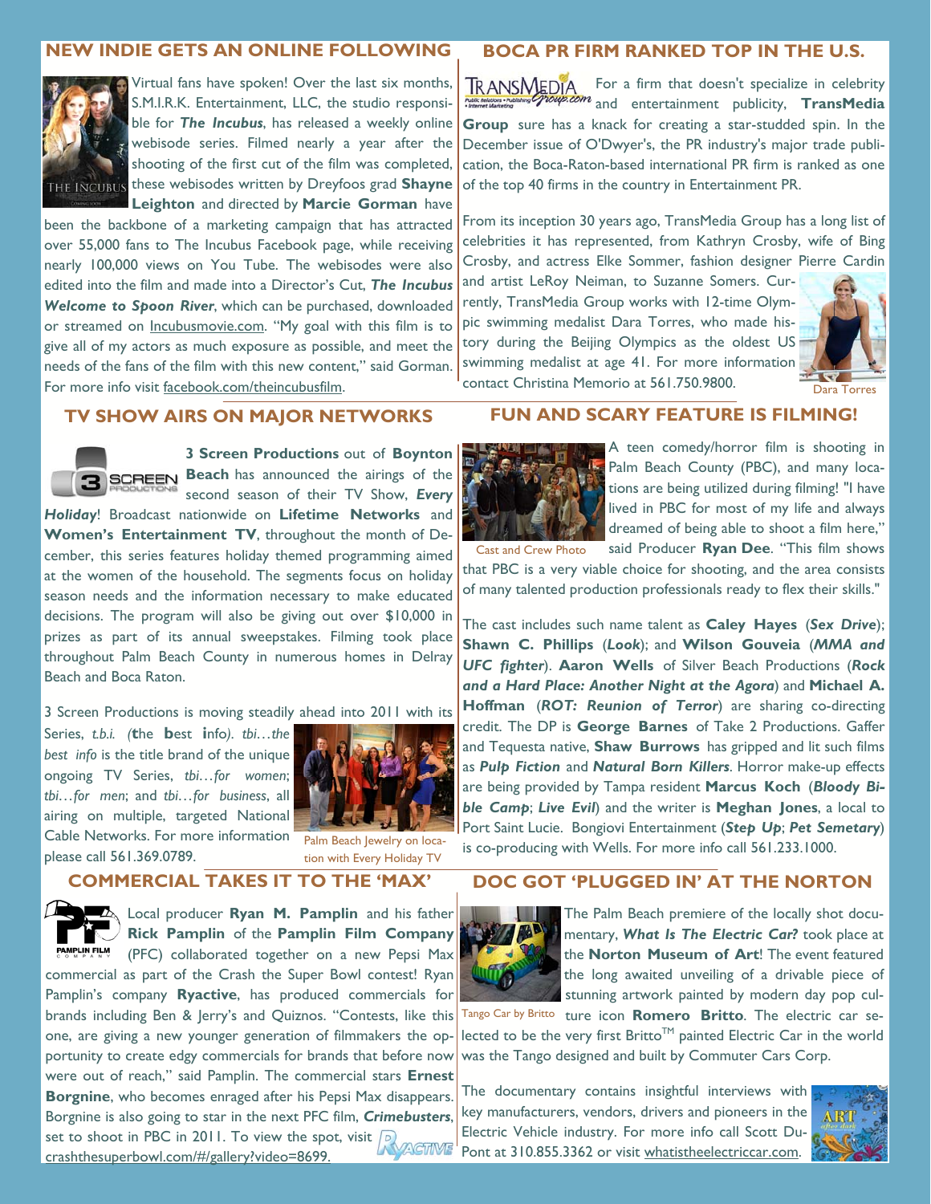## NEW INDIE GETS AN ONLINE FOLLOWING

Virtual fans have spoken! Over the last six months, S.M.I.R.K. Entertainment, LLC, the studio responsible for ***The Incubus***, has released a weekly online webisode series. Filmed nearly a year after the shooting of the first cut of the film was completed, these webisodes written by Dreyfoos grad **Shayne Leighton** and directed by **Marcie Gorman** have been the backbone of a marketing campaign that has attracted over 55,000 fans to The Incubus Facebook page, while receiving nearly 100,000 views on You Tube. The webisodes were also edited into the film and made into a Director's Cut, ***The Incubus Welcome to Spoon River***, which can be purchased, downloaded or streamed on Incubusmovie.com. "My goal with this film is to give all of my actors as much exposure as possible, and meet the needs of the fans of the film with this new content," said Gorman. For more info visit facebook.com/theincubusfilm.

## BOCA PR FIRM RANKED TOP IN THE U.S.

For a firm that doesn't specialize in celebrity and entertainment publicity, **TransMedia Group** sure has a knack for creating a star-studded spin. In the December issue of O'Dwyer's, the PR industry's major trade publication, the Boca-Raton-based international PR firm is ranked as one of the top 40 firms in the country in Entertainment PR.

From its inception 30 years ago, TransMedia Group has a long list of celebrities it has represented, from Kathryn Crosby, wife of Bing Crosby, and actress Elke Sommer, fashion designer Pierre Cardin and artist LeRoy Neiman, to Suzanne Somers. Currently, TransMedia Group works with 12-time Olympic swimming medalist Dara Torres, who made history during the Beijing Olympics as the oldest US swimming medalist at age 41. For more information contact Christina Memorio at 561.750.9800.

Dara Torres

## TV SHOW AIRS ON MAJOR NETWORKS

**3 Screen Productions** out of **Boynton Beach** has announced the airings of the second season of their TV Show, ***Every Holiday***! Broadcast nationwide on **Lifetime Networks** and **Women's Entertainment TV**, throughout the month of December, this series features holiday themed programming aimed at the women of the household. The segments focus on holiday season needs and the information necessary to make educated decisions. The program will also be giving out over $10,000 in prizes as part of its annual sweepstakes. Filming took place throughout Palm Beach County in numerous homes in Delray Beach and Boca Raton.

3 Screen Productions is moving steadily ahead into 2011 with its Series, *t.b.i.* (**t**he **b**est **i**nfo). *tbi…the best info* is the title brand of the unique ongoing TV Series, *tbi…for women*; *tbi…for men*; and *tbi…for business*, all airing on multiple, targeted National Cable Networks. For more information please call 561.369.0789.

Palm Beach Jewelry on location with Every Holiday TV

## FUN AND SCARY FEATURE IS FILMING!

A teen comedy/horror film is shooting in Palm Beach County (PBC), and many locations are being utilized during filming! "I have lived in PBC for most of my life and always dreamed of being able to shoot a film here," said Producer **Ryan Dee**. "This film shows that PBC is a very viable choice for shooting, and the area consists of many talented production professionals ready to flex their skills."

Cast and Crew Photo

The cast includes such name talent as **Caley Hayes** (***Sex Drive***); **Shawn C. Phillips** (***Look***); and **Wilson Gouveia** (***MMA and UFC fighter***). **Aaron Wells** of Silver Beach Productions (***Rock and a Hard Place: Another Night at the Agora***) and **Michael A. Hoffman** (***ROT: Reunion of Terror***) are sharing co-directing credit. The DP is **George Barnes** of Take 2 Productions. Gaffer and Tequesta native, **Shaw Burrows** has gripped and lit such films as ***Pulp Fiction*** and ***Natural Born Killers***. Horror make-up effects are being provided by Tampa resident **Marcus Koch** (***Bloody Bible Camp***; ***Live Evil***) and the writer is **Meghan Jones**, a local to Port Saint Lucie. Bongiovi Entertainment (***Step Up***; ***Pet Semetary***) is co-producing with Wells. For more info call 561.233.1000.

## COMMERCIAL TAKES IT TO THE 'MAX'

Local producer **Ryan M. Pamplin** and his father **Rick Pamplin** of the **Pamplin Film Company** (PFC) collaborated together on a new Pepsi Max commercial as part of the Crash the Super Bowl contest! Ryan Pamplin's company **Ryactive**, has produced commercials for brands including Ben & Jerry's and Quiznos. "Contests, like this one, are giving a new younger generation of filmmakers the opportunity to create edgy commercials for brands that before now were out of reach," said Pamplin. The commercial stars **Ernest Borgnine**, who becomes enraged after his Pepsi Max disappears. Borgnine is also going to star in the next PFC film, ***Crimebusters***, set to shoot in PBC in 2011. To view the spot, visit crashthesuperbowl.com/#/gallery?video=8699.

## DOC GOT 'PLUGGED IN' AT THE NORTON

The Palm Beach premiere of the locally shot documentary, ***What Is The Electric Car?*** took place at the **Norton Museum of Art**! The event featured the long awaited unveiling of a drivable piece of stunning artwork painted by modern day pop culture icon **Romero Britto**. The electric car selected to be the very first Britto™ painted Electric Car in the world was the Tango designed and built by Commuter Cars Corp.

Tango Car by Britto

The documentary contains insightful interviews with key manufacturers, vendors, drivers and pioneers in the Electric Vehicle industry. For more info call Scott DuPont at 310.855.3362 or visit whatistheelectriccar.com.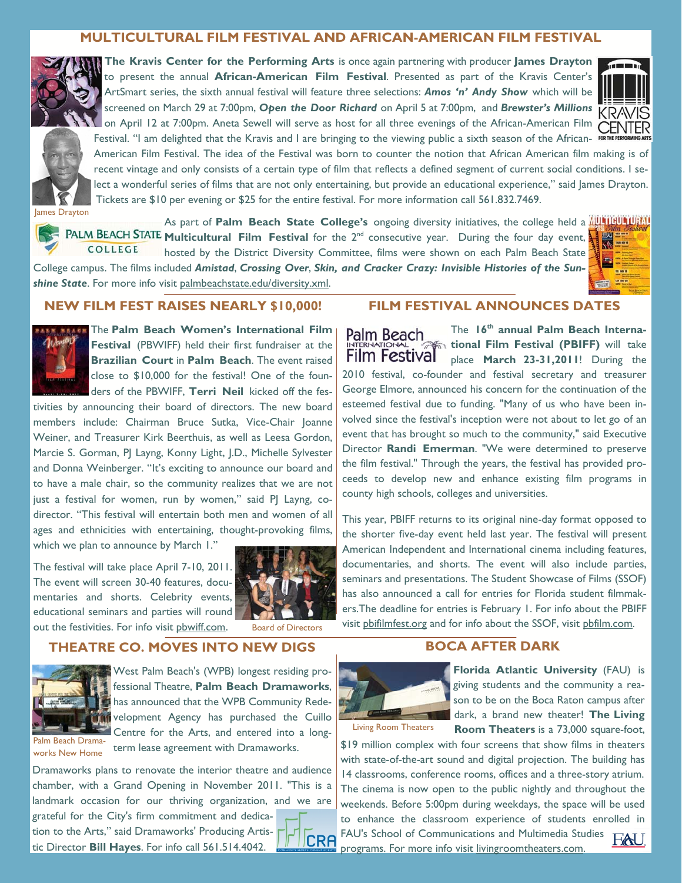## MULTICULTURAL FILM FESTIVAL AND AFRICAN-AMERICAN FILM FESTIVAL

**The Kravis Center for the Performing Arts** is once again partnering with producer **James Drayton** to present the annual **African-American Film Festival**. Presented as part of the Kravis Center's ArtSmart series, the sixth annual festival will feature three selections: ***Amos 'n' Andy Show*** which will be screened on March 29 at 7:00pm, ***Open the Door Richard*** on April 5 at 7:00pm, and ***Brewster's Millions*** on April 12 at 7:00pm. Aneta Sewell will serve as host for all three evenings of the African-American Film Festival. "I am delighted that the Kravis and I are bringing to the viewing public a sixth season of the African-American Film Festival. The idea of the Festival was born to counter the notion that African American film making is of recent vintage and only consists of a certain type of film that reflects a defined segment of current social conditions. I select a wonderful series of films that are not only entertaining, but provide an educational experience," said James Drayton. Tickets are $10 per evening or $25 for the entire festival. For more information call 561.832.7469.

James Drayton

As part of **Palm Beach State College's** ongoing diversity initiatives, the college held a **Multicultural Film Festival** for the 2nd consecutive year. During the four day event, hosted by the District Diversity Committee, films were shown on each Palm Beach State College campus. The films included ***Amistad***, ***Crossing Over***, ***Skin, and Cracker Crazy: Invisible Histories of the Sunshine State***. For more info visit palmbeachstate.edu/diversity.xml.

## NEW FILM FEST RAISES NEARLY $10,000!

The **Palm Beach Women's International Film Festival** (PBWIFF) held their first fundraiser at the **Brazilian Court** in **Palm Beach**. The event raised close to $10,000 for the festival! One of the founders of the PBWIFF, **Terri Neil** kicked off the festivities by announcing their board of directors. The new board members include: Chairman Bruce Sutka, Vice-Chair Joanne Weiner, and Treasurer Kirk Beerthuis, as well as Leesa Gordon, Marcie S. Gorman, PJ Layng, Konny Light, J.D., Michelle Sylvester and Donna Weinberger. "It's exciting to announce our board and to have a male chair, so the community realizes that we are not just a festival for women, run by women," said PJ Layng, co-director. "This festival will entertain both men and women of all ages and ethnicities with entertaining, thought-provoking films, which we plan to announce by March 1."

The festival will take place April 7-10, 2011. The event will screen 30-40 features, documentaries and shorts. Celebrity events, educational seminars and parties will round out the festivities. For info visit pbwiff.com.

Board of Directors

## FILM FESTIVAL ANNOUNCES DATES

The **16th annual Palm Beach International Film Festival (PBIFF)** will take place **March 23-31, 2011**! During the 2010 festival, co-founder and festival secretary and treasurer George Elmore, announced his concern for the continuation of the esteemed festival due to funding. "Many of us who have been involved since the festival's inception were not about to let go of an event that has brought so much to the community," said Executive Director **Randi Emerman**. "We were determined to preserve the film festival." Through the years, the festival has provided proceeds to develop new and enhance existing film programs in county high schools, colleges and universities.

This year, PBIFF returns to its original nine-day format opposed to the shorter five-day event held last year. The festival will present American Independent and International cinema including features, documentaries, and shorts. The event will also include parties, seminars and presentations. The Student Showcase of Films (SSOF) has also announced a call for entries for Florida student filmmakers.The deadline for entries is February 1. For info about the PBIFF visit pbifilmfest.org and for info about the SSOF, visit pbfilm.com.

## THEATRE CO. MOVES INTO NEW DIGS

West Palm Beach's (WPB) longest residing professional Theatre, **Palm Beach Dramaworks**, has announced that the WPB Community Redevelopment Agency has purchased the Cuillo Centre for the Arts, and entered into a long-term lease agreement with Dramaworks.

Palm Beach Dramaworks New Home

Dramaworks plans to renovate the interior theatre and audience chamber, with a Grand Opening in November 2011. "This is a landmark occasion for our thriving organization, and we are grateful for the City's firm commitment and dedication to the Arts," said Dramaworks' Producing Artistic Director **Bill Hayes**. For info call 561.514.4042.

## BOCA AFTER DARK

**Florida Atlantic University** (FAU) is giving students and the community a reason to be on the Boca Raton campus after dark, a brand new theater! **The Living Room Theaters** is a 73,000 square-foot, $19 million complex with four screens that show films in theaters with state-of-the-art sound and digital projection. The building has 14 classrooms, conference rooms, offices and a three-story atrium. The cinema is now open to the public nightly and throughout the weekends. Before 5:00pm during weekdays, the space will be used to enhance the classroom experience of students enrolled in FAU's School of Communications and Multimedia Studies programs. For more info visit livingroomtheaters.com.

Living Room Theaters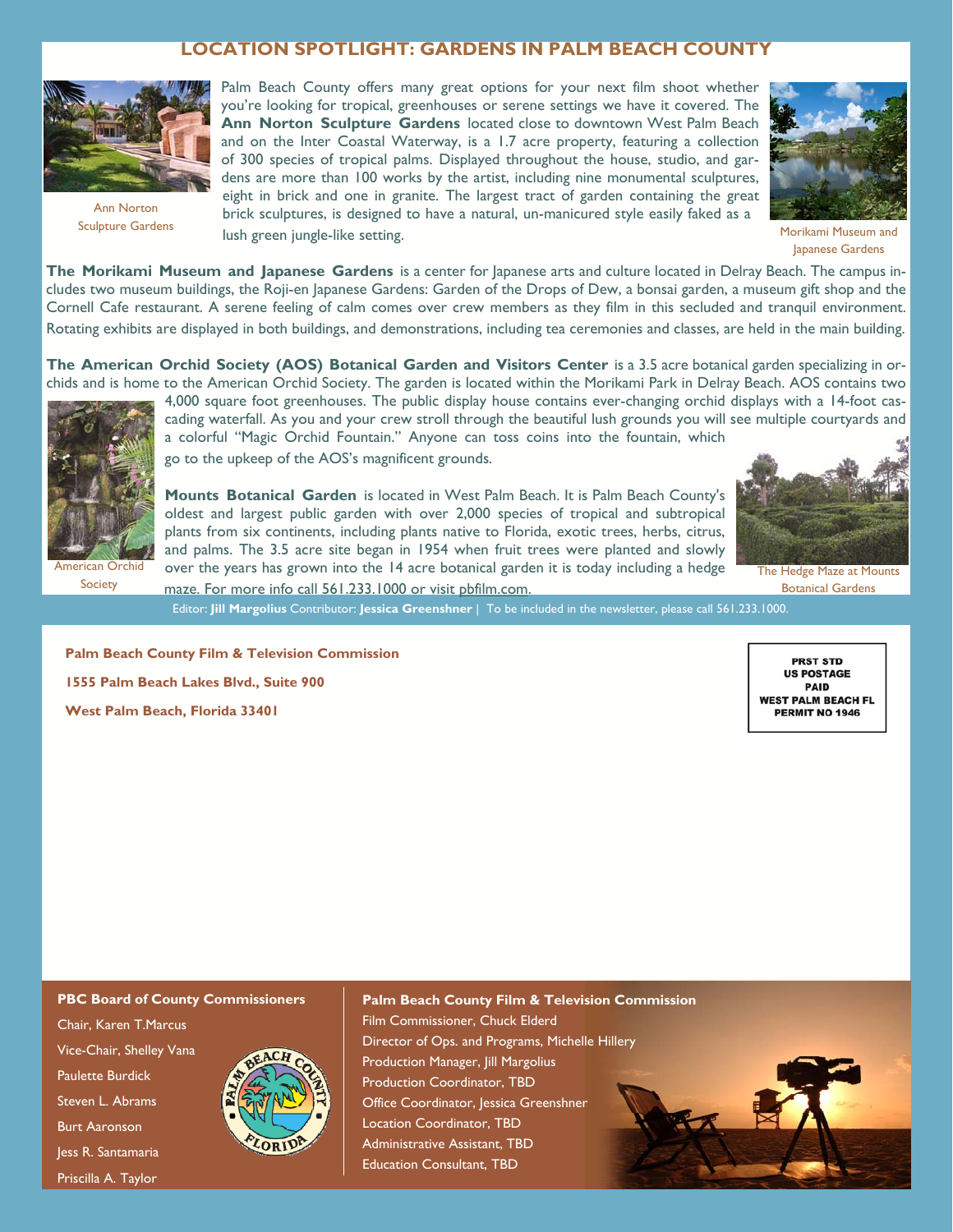## LOCATION SPOTLIGHT: GARDENS IN PALM BEACH COUNTY

Palm Beach County offers many great options for your next film shoot whether you're looking for tropical, greenhouses or serene settings we have it covered. The **Ann Norton Sculpture Gardens** located close to downtown West Palm Beach and on the Inter Coastal Waterway, is a 1.7 acre property, featuring a collection of 300 species of tropical palms. Displayed throughout the house, studio, and gardens are more than 100 works by the artist, including nine monumental sculptures, eight in brick and one in granite. The largest tract of garden containing the great brick sculptures, is designed to have a natural, un-manicured style easily faked as a lush green jungle-like setting.

Ann Norton Sculpture Gardens

Morikami Museum and Japanese Gardens

**The Morikami Museum and Japanese Gardens** is a center for Japanese arts and culture located in Delray Beach. The campus includes two museum buildings, the Roji-en Japanese Gardens: Garden of the Drops of Dew, a bonsai garden, a museum gift shop and the Cornell Cafe restaurant. A serene feeling of calm comes over crew members as they film in this secluded and tranquil environment. Rotating exhibits are displayed in both buildings, and demonstrations, including tea ceremonies and classes, are held in the main building.

**The American Orchid Society (AOS) Botanical Garden and Visitors Center** is a 3.5 acre botanical garden specializing in orchids and is home to the American Orchid Society. The garden is located within the Morikami Park in Delray Beach. AOS contains two 4,000 square foot greenhouses. The public display house contains ever-changing orchid displays with a 14-foot cascading waterfall. As you and your crew stroll through the beautiful lush grounds you will see multiple courtyards and a colorful "Magic Orchid Fountain." Anyone can toss coins into the fountain, which go to the upkeep of the AOS's magnificent grounds.

**Mounts Botanical Garden** is located in West Palm Beach. It is Palm Beach County's oldest and largest public garden with over 2,000 species of tropical and subtropical plants from six continents, including plants native to Florida, exotic trees, herbs, citrus, and palms. The 3.5 acre site began in 1954 when fruit trees were planted and slowly over the years has grown into the 14 acre botanical garden it is today including a hedge maze. For more info call 561.233.1000 or visit pbfilm.com.

American Orchid Society

The Hedge Maze at Mounts Botanical Gardens

Editor: **Jill Margolius** Contributor: **Jessica Greenshner** | To be included in the newsletter, please call 561.233.1000.

**Palm Beach County Film & Television Commission**

**1555 Palm Beach Lakes Blvd., Suite 900**

**West Palm Beach, Florida 33401**

PRST STD
US POSTAGE
PAID
WEST PALM BEACH FL
PERMIT NO 1946

**PBC Board of County Commissioners**

Chair, Karen T.Marcus
Vice-Chair, Shelley Vana
Paulette Burdick
Steven L. Abrams
Burt Aaronson
Jess R. Santamaria
Priscilla A. Taylor

**Palm Beach County Film & Television Commission**

Film Commissioner, Chuck Elderd
Director of Ops. and Programs, Michelle Hillery
Production Manager, Jill Margolius
Production Coordinator, TBD
Office Coordinator, Jessica Greenshner
Location Coordinator, TBD
Administrative Assistant, TBD
Education Consultant, TBD